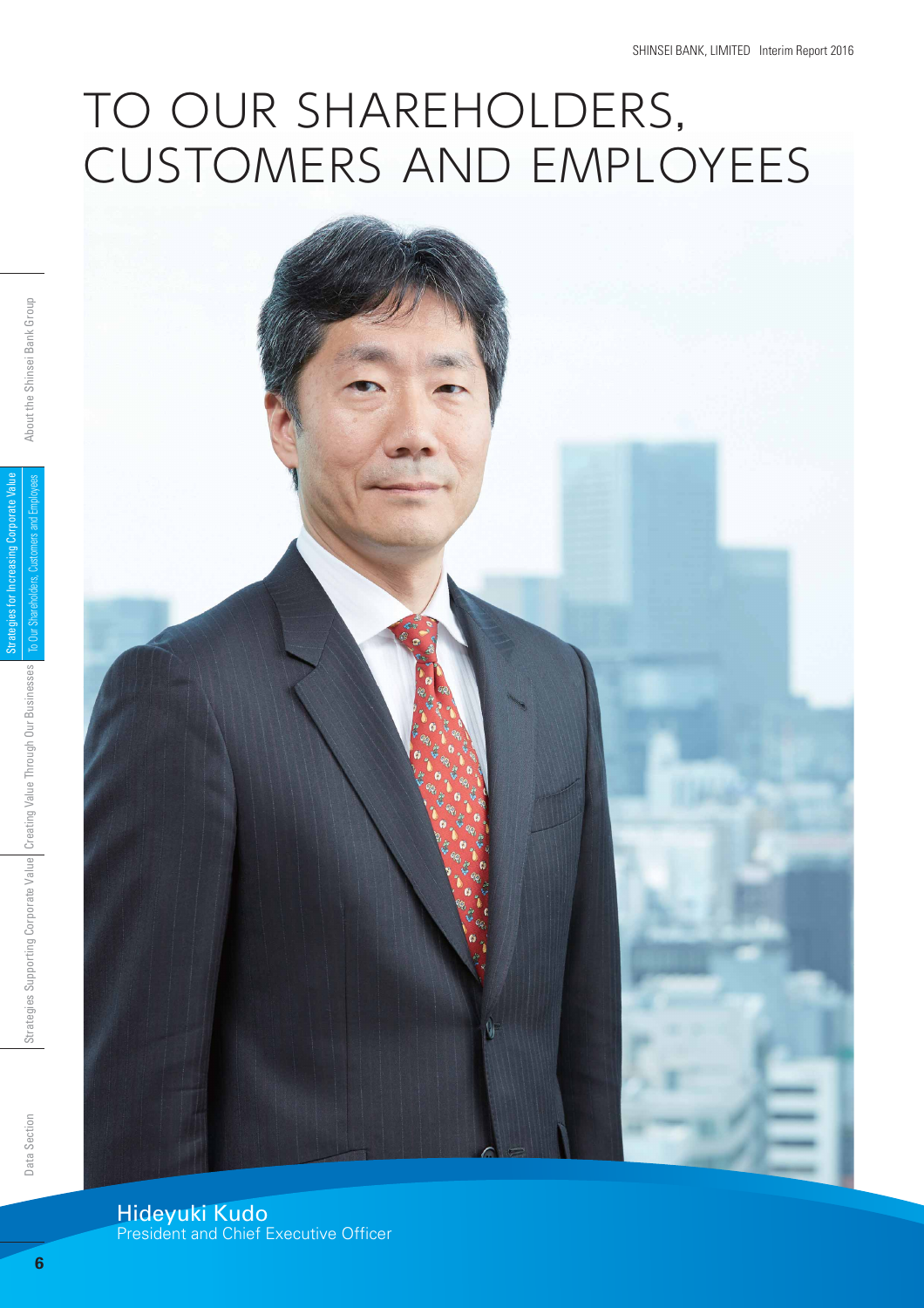# TO OUR SHAREHOLDERS, CUSTOMERS AND EMPLOYEES

Hideyuki Kudo
President and Chief Executive Officer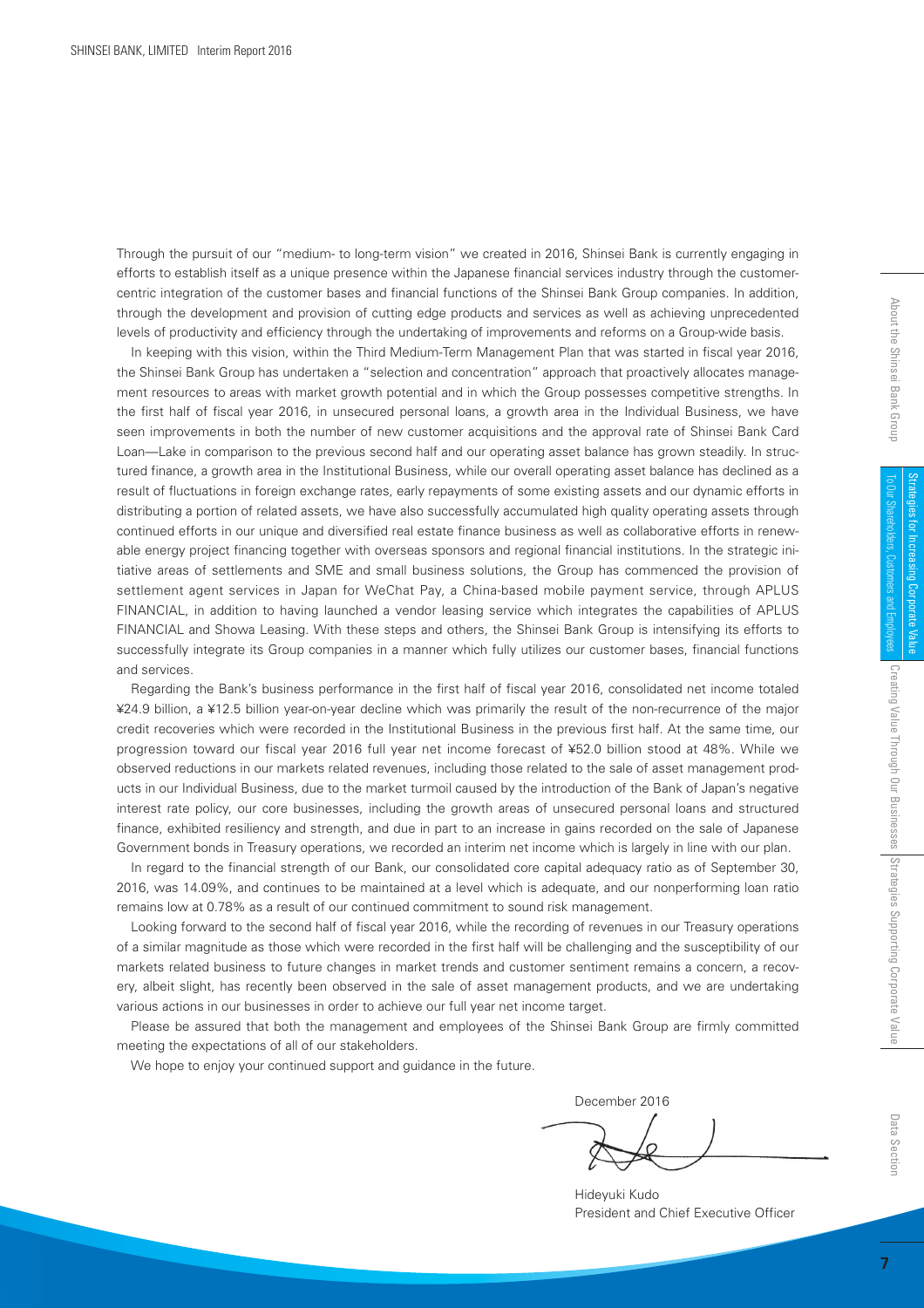Through the pursuit of our "medium- to long-term vision" we created in 2016, Shinsei Bank is currently engaging in efforts to establish itself as a unique presence within the Japanese financial services industry through the customer-centric integration of the customer bases and financial functions of the Shinsei Bank Group companies. In addition, through the development and provision of cutting edge products and services as well as achieving unprecedented levels of productivity and efficiency through the undertaking of improvements and reforms on a Group-wide basis.

In keeping with this vision, within the Third Medium-Term Management Plan that was started in fiscal year 2016, the Shinsei Bank Group has undertaken a "selection and concentration" approach that proactively allocates management resources to areas with market growth potential and in which the Group possesses competitive strengths. In the first half of fiscal year 2016, in unsecured personal loans, a growth area in the Individual Business, we have seen improvements in both the number of new customer acquisitions and the approval rate of Shinsei Bank Card Loan—Lake in comparison to the previous second half and our operating asset balance has grown steadily. In structured finance, a growth area in the Institutional Business, while our overall operating asset balance has declined as a result of fluctuations in foreign exchange rates, early repayments of some existing assets and our dynamic efforts in distributing a portion of related assets, we have also successfully accumulated high quality operating assets through continued efforts in our unique and diversified real estate finance business as well as collaborative efforts in renewable energy project financing together with overseas sponsors and regional financial institutions. In the strategic initiative areas of settlements and SME and small business solutions, the Group has commenced the provision of settlement agent services in Japan for WeChat Pay, a China-based mobile payment service, through APLUS FINANCIAL, in addition to having launched a vendor leasing service which integrates the capabilities of APLUS FINANCIAL and Showa Leasing. With these steps and others, the Shinsei Bank Group is intensifying its efforts to successfully integrate its Group companies in a manner which fully utilizes our customer bases, financial functions and services.

Regarding the Bank's business performance in the first half of fiscal year 2016, consolidated net income totaled ¥24.9 billion, a ¥12.5 billion year-on-year decline which was primarily the result of the non-recurrence of the major credit recoveries which were recorded in the Institutional Business in the previous first half. At the same time, our progression toward our fiscal year 2016 full year net income forecast of ¥52.0 billion stood at 48%. While we observed reductions in our markets related revenues, including those related to the sale of asset management products in our Individual Business, due to the market turmoil caused by the introduction of the Bank of Japan's negative interest rate policy, our core businesses, including the growth areas of unsecured personal loans and structured finance, exhibited resiliency and strength, and due in part to an increase in gains recorded on the sale of Japanese Government bonds in Treasury operations, we recorded an interim net income which is largely in line with our plan.

In regard to the financial strength of our Bank, our consolidated core capital adequacy ratio as of September 30, 2016, was 14.09%, and continues to be maintained at a level which is adequate, and our nonperforming loan ratio remains low at 0.78% as a result of our continued commitment to sound risk management.

Looking forward to the second half of fiscal year 2016, while the recording of revenues in our Treasury operations of a similar magnitude as those which were recorded in the first half will be challenging and the susceptibility of our markets related business to future changes in market trends and customer sentiment remains a concern, a recovery, albeit slight, has recently been observed in the sale of asset management products, and we are undertaking various actions in our businesses in order to achieve our full year net income target.

Please be assured that both the management and employees of the Shinsei Bank Group are firmly committed meeting the expectations of all of our stakeholders.

We hope to enjoy your continued support and guidance in the future.

December 2016

Hideyuki Kudo
President and Chief Executive Officer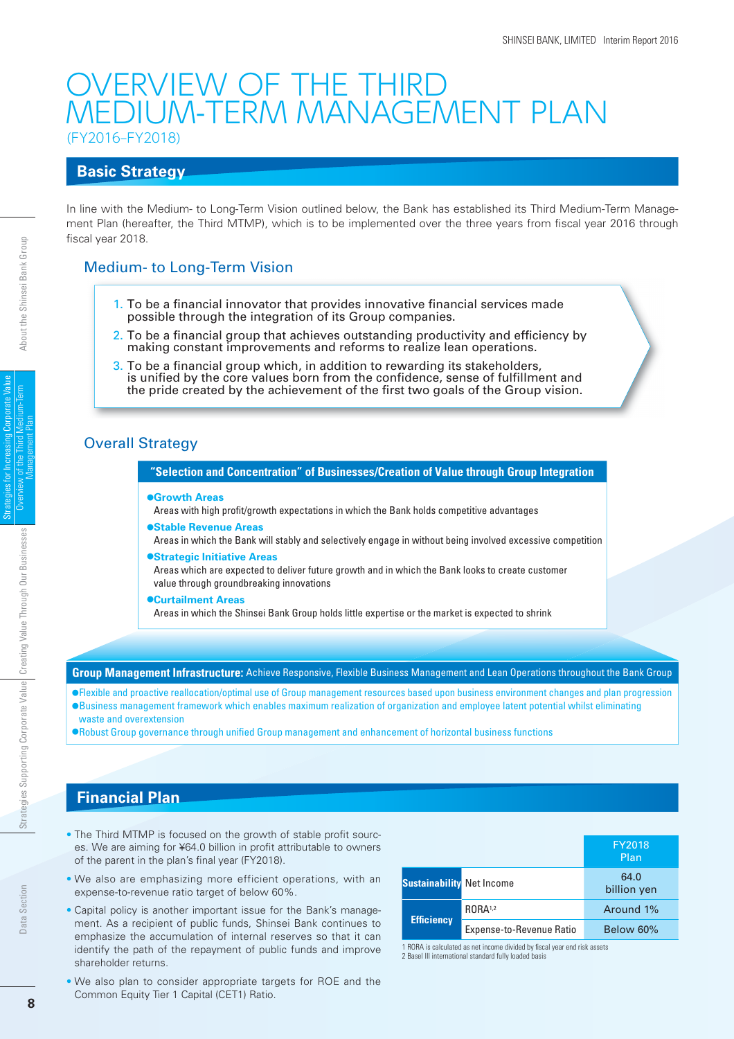# OVERVIEW OF THE THIRD MEDIUM-TERM MANAGEMENT PLAN

(FY2016–FY2018)

## Basic Strategy

In line with the Medium- to Long-Term Vision outlined below, the Bank has established its Third Medium-Term Management Plan (hereafter, the Third MTMP), which is to be implemented over the three years from fiscal year 2016 through fiscal year 2018.

### Medium- to Long-Term Vision

1. To be a financial innovator that provides innovative financial services made possible through the integration of its Group companies.
2. To be a financial group that achieves outstanding productivity and efficiency by making constant improvements and reforms to realize lean operations.
3. To be a financial group which, in addition to rewarding its stakeholders, is unified by the core values born from the confidence, sense of fulfillment and the pride created by the achievement of the first two goals of the Group vision.

### Overall Strategy

**"Selection and Concentration" of Businesses/Creation of Value through Group Integration**

- **Growth Areas**
  Areas with high profit/growth expectations in which the Bank holds competitive advantages
- **Stable Revenue Areas**
  Areas in which the Bank will stably and selectively engage in without being involved excessive competition
- **Strategic Initiative Areas**
  Areas which are expected to deliver future growth and in which the Bank looks to create customer value through groundbreaking innovations
- **Curtailment Areas**
  Areas in which the Shinsei Bank Group holds little expertise or the market is expected to shrink

**Group Management Infrastructure:** Achieve Responsive, Flexible Business Management and Lean Operations throughout the Bank Group

- Flexible and proactive reallocation/optimal use of Group management resources based upon business environment changes and plan progression
- Business management framework which enables maximum realization of organization and employee latent potential whilst eliminating waste and overextension
- Robust Group governance through unified Group management and enhancement of horizontal business functions

## Financial Plan

- The Third MTMP is focused on the growth of stable profit sources. We are aiming for ¥64.0 billion in profit attributable to owners of the parent in the plan's final year (FY2018).
- We are also emphasizing more efficient operations, with an expense-to-revenue ratio target of below 60%.
- Capital policy is another important issue for the Bank's management. As a recipient of public funds, Shinsei Bank continues to emphasize the accumulation of internal reserves so that it can identify the path of the repayment of public funds and improve shareholder returns.
- We also plan to consider appropriate targets for ROE and the Common Equity Tier 1 Capital (CET1) Ratio.

| | | FY2018 Plan |
|---|---|---|
| Sustainability | Net Income | 64.0 billion yen |
| Efficiency | RORA[1,2] | Around 1% |
| | Expense-to-Revenue Ratio | Below 60% |

1 RORA is calculated as net income divided by fiscal year end risk assets
2 Basel III international standard fully loaded basis